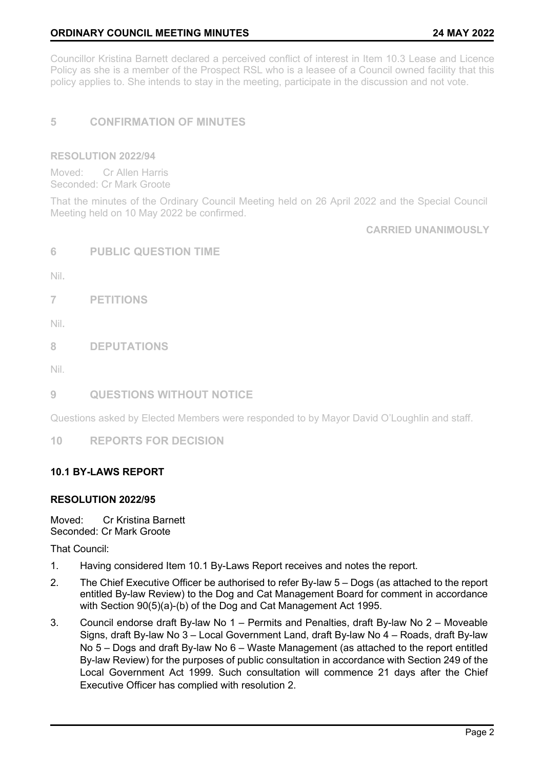Councillor Kristina Barnett declared a perceived conflict of interest in Item 10.3 Lease and Licence Policy as she is a member of the Prospect RSL who is a leasee of a Council owned facility that this policy applies to. She intends to stay in the meeting, participate in the discussion and not vote.

## 5 CONFIRMATION OF MINUTES

**RESOLUTION 2022/94**

Moved: Cr Allen Harris
Seconded: Cr Mark Groote

That the minutes of the Ordinary Council Meeting held on 26 April 2022 and the Special Council Meeting held on 10 May 2022 be confirmed.

**CARRIED UNANIMOUSLY**

## 6 PUBLIC QUESTION TIME

Nil.

## 7 PETITIONS

Nil.

## 8 DEPUTATIONS

Nil.

## 9 QUESTIONS WITHOUT NOTICE

Questions asked by Elected Members were responded to by Mayor David O'Loughlin and staff.

## 10 REPORTS FOR DECISION

### 10.1 BY-LAWS REPORT

**RESOLUTION 2022/95**

Moved: Cr Kristina Barnett
Seconded: Cr Mark Groote

That Council:

1. Having considered Item 10.1 By-Laws Report receives and notes the report.
2. The Chief Executive Officer be authorised to refer By-law 5 – Dogs (as attached to the report entitled By-law Review) to the Dog and Cat Management Board for comment in accordance with Section 90(5)(a)-(b) of the Dog and Cat Management Act 1995.
3. Council endorse draft By-law No 1 – Permits and Penalties, draft By-law No 2 – Moveable Signs, draft By-law No 3 – Local Government Land, draft By-law No 4 – Roads, draft By-law No 5 – Dogs and draft By-law No 6 – Waste Management (as attached to the report entitled By-law Review) for the purposes of public consultation in accordance with Section 249 of the Local Government Act 1999. Such consultation will commence 21 days after the Chief Executive Officer has complied with resolution 2.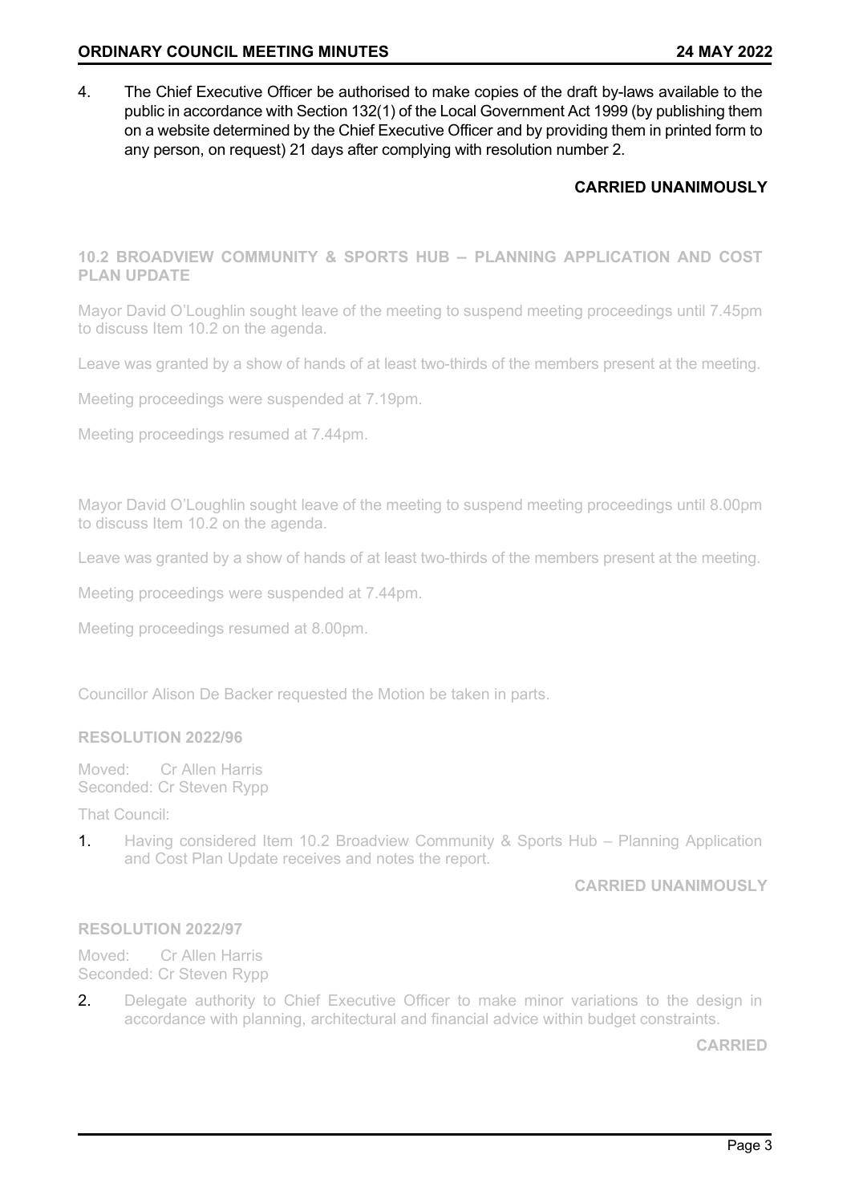4. The Chief Executive Officer be authorised to make copies of the draft by-laws available to the public in accordance with Section 132(1) of the Local Government Act 1999 (by publishing them on a website determined by the Chief Executive Officer and by providing them in printed form to any person, on request) 21 days after complying with resolution number 2.

**CARRIED UNANIMOUSLY**

## 10.2 BROADVIEW COMMUNITY & SPORTS HUB – PLANNING APPLICATION AND COST PLAN UPDATE

Mayor David O'Loughlin sought leave of the meeting to suspend meeting proceedings until 7.45pm to discuss Item 10.2 on the agenda.

Leave was granted by a show of hands of at least two-thirds of the members present at the meeting.

Meeting proceedings were suspended at 7.19pm.

Meeting proceedings resumed at 7.44pm.

Mayor David O'Loughlin sought leave of the meeting to suspend meeting proceedings until 8.00pm to discuss Item 10.2 on the agenda.

Leave was granted by a show of hands of at least two-thirds of the members present at the meeting.

Meeting proceedings were suspended at 7.44pm.

Meeting proceedings resumed at 8.00pm.

Councillor Alison De Backer requested the Motion be taken in parts.

**RESOLUTION 2022/96**

Moved: Cr Allen Harris
Seconded: Cr Steven Rypp

That Council:

1. Having considered Item 10.2 Broadview Community & Sports Hub – Planning Application and Cost Plan Update receives and notes the report.

**CARRIED UNANIMOUSLY**

**RESOLUTION 2022/97**

Moved: Cr Allen Harris
Seconded: Cr Steven Rypp

2. Delegate authority to Chief Executive Officer to make minor variations to the design in accordance with planning, architectural and financial advice within budget constraints.

**CARRIED**